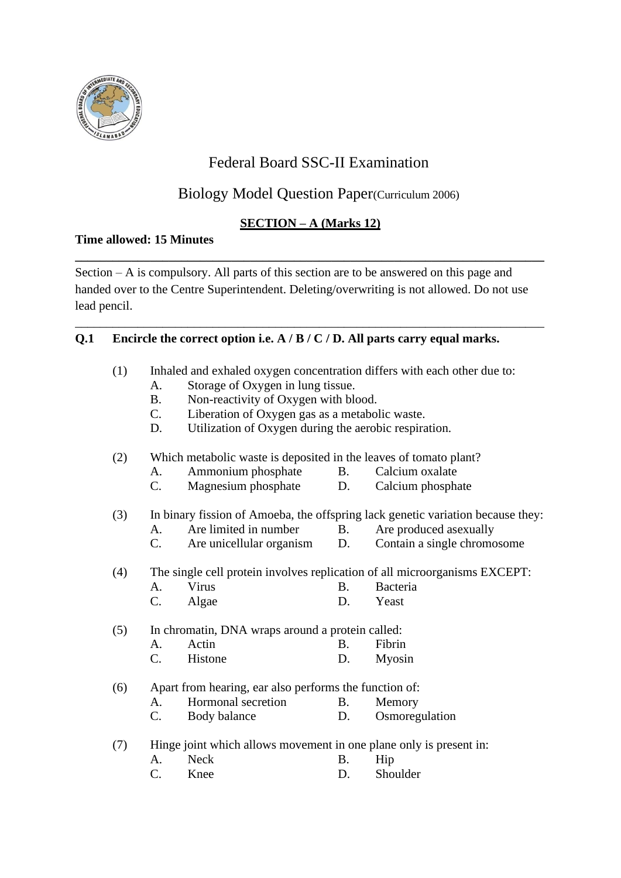# Federal Board SSC-II Examination

## Biology Model Question Paper(Curriculum 2006)

**SECTION – A (Marks 12)**

**Time allowed: 15 Minutes**

---

Section – A is compulsory. All parts of this section are to be answered on this page and handed over to the Centre Superintendent. Deleting/overwriting is not allowed. Do not use lead pencil.

---

**Q.1 Encircle the correct option i.e. A / B / C / D. All parts carry equal marks.**

(1) Inhaled and exhaled oxygen concentration differs with each other due to:
- A. Storage of Oxygen in lung tissue.
- B. Non-reactivity of Oxygen with blood.
- C. Liberation of Oxygen gas as a metabolic waste.
- D. Utilization of Oxygen during the aerobic respiration.

(2) Which metabolic waste is deposited in the leaves of tomato plant?
- A. Ammonium phosphate
- B. Calcium oxalate
- C. Magnesium phosphate
- D. Calcium phosphate

(3) In binary fission of Amoeba, the offspring lack genetic variation because they:
- A. Are limited in number
- B. Are produced asexually
- C. Are unicellular organism
- D. Contain a single chromosome

(4) The single cell protein involves replication of all microorganisms EXCEPT:
- A. Virus
- B. Bacteria
- C. Algae
- D. Yeast

(5) In chromatin, DNA wraps around a protein called:
- A. Actin
- B. Fibrin
- C. Histone
- D. Myosin

(6) Apart from hearing, ear also performs the function of:
- A. Hormonal secretion
- B. Memory
- C. Body balance
- D. Osmoregulation

(7) Hinge joint which allows movement in one plane only is present in:
- A. Neck
- B. Hip
- C. Knee
- D. Shoulder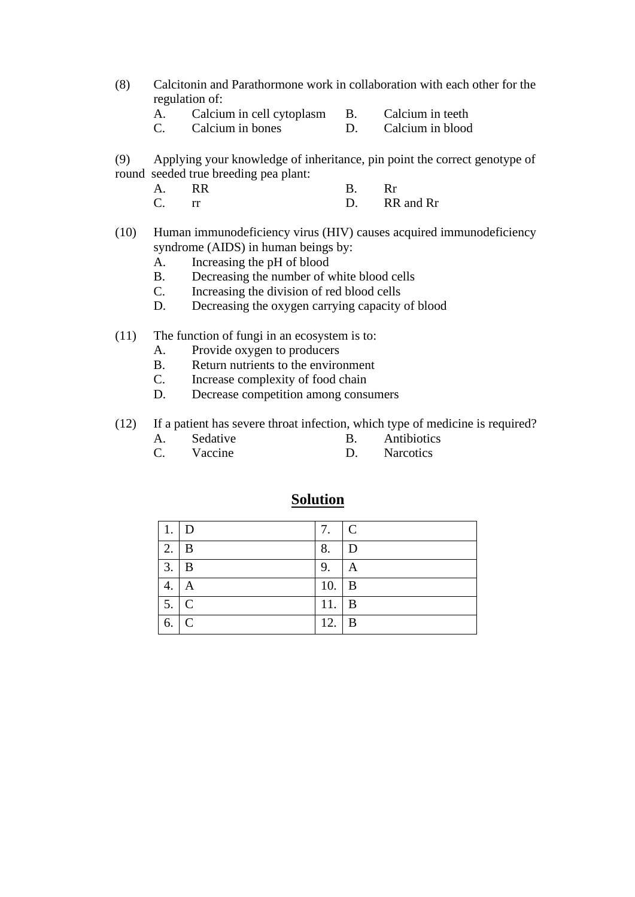(8) Calcitonin and Parathormone work in collaboration with each other for the regulation of:

A. Calcium in cell cytoplasm
B. Calcium in teeth
C. Calcium in bones
D. Calcium in blood

(9) Applying your knowledge of inheritance, pin point the correct genotype of round seeded true breeding pea plant:

A. RR
B. Rr
C. rr
D. RR and Rr

(10) Human immunodeficiency virus (HIV) causes acquired immunodeficiency syndrome (AIDS) in human beings by:

A. Increasing the pH of blood
B. Decreasing the number of white blood cells
C. Increasing the division of red blood cells
D. Decreasing the oxygen carrying capacity of blood

(11) The function of fungi in an ecosystem is to:

A. Provide oxygen to producers
B. Return nutrients to the environment
C. Increase complexity of food chain
D. Decrease competition among consumers

(12) If a patient has severe throat infection, which type of medicine is required?

A. Sedative
B. Antibiotics
C. Vaccine
D. Narcotics

## Solution

| | | | |
|---|---|---|---|
| 1. | D | 7. | C |
| 2. | B | 8. | D |
| 3. | B | 9. | A |
| 4. | A | 10. | B |
| 5. | C | 11. | B |
| 6. | C | 12. | B |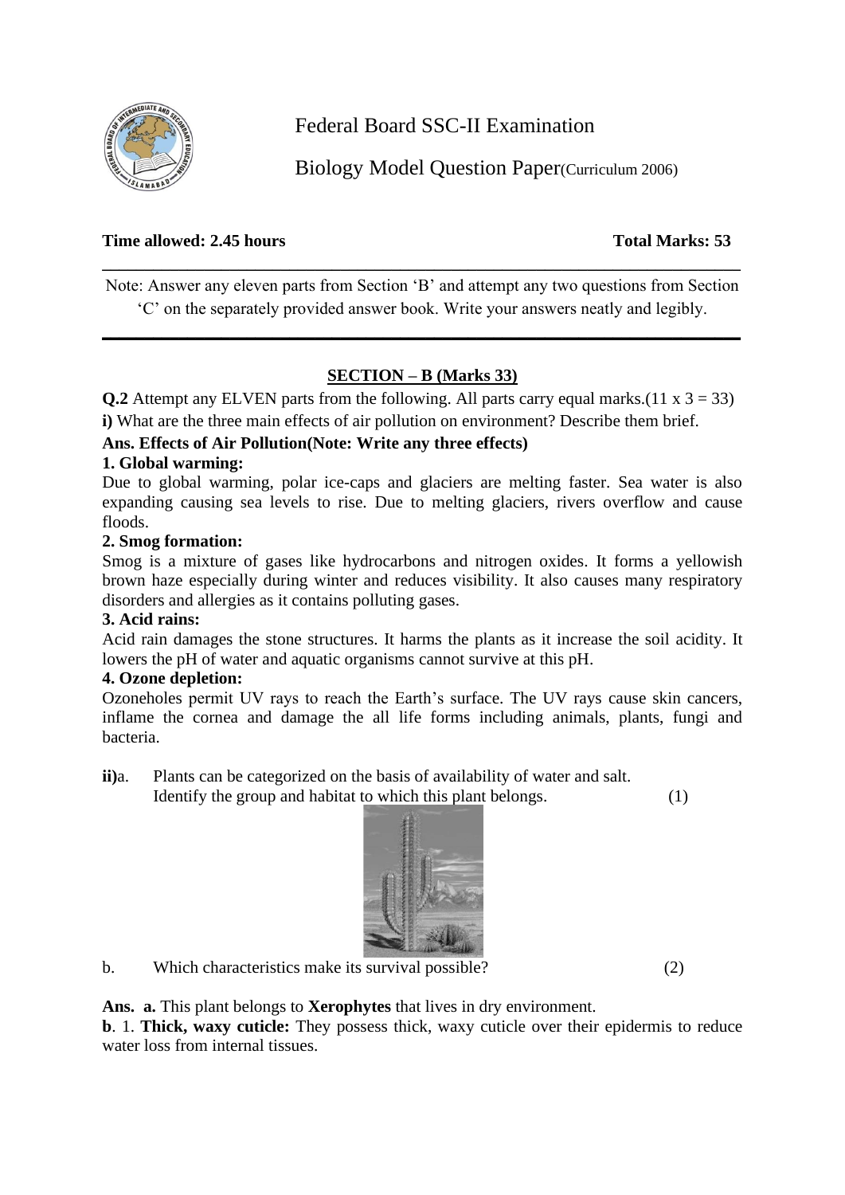Federal Board SSC-II Examination

Biology Model Question Paper(Curriculum 2006)

**Time allowed: 2.45 hours** **Total Marks: 53**

---

Note: Answer any eleven parts from Section 'B' and attempt any two questions from Section 'C' on the separately provided answer book. Write your answers neatly and legibly.

---

## SECTION – B (Marks 33)

**Q.2** Attempt any ELVEN parts from the following. All parts carry equal marks.(11 x 3 = 33)

**i)** What are the three main effects of air pollution on environment? Describe them brief.

**Ans. Effects of Air Pollution(Note: Write any three effects)**

**1. Global warming:**

Due to global warming, polar ice-caps and glaciers are melting faster. Sea water is also expanding causing sea levels to rise. Due to melting glaciers, rivers overflow and cause floods.

**2. Smog formation:**

Smog is a mixture of gases like hydrocarbons and nitrogen oxides. It forms a yellowish brown haze especially during winter and reduces visibility. It also causes many respiratory disorders and allergies as it contains polluting gases.

**3. Acid rains:**

Acid rain damages the stone structures. It harms the plants as it increase the soil acidity. It lowers the pH of water and aquatic organisms cannot survive at this pH.

**4. Ozone depletion:**

Ozoneholes permit UV rays to reach the Earth's surface. The UV rays cause skin cancers, inflame the cornea and damage the all life forms including animals, plants, fungi and bacteria.

**ii)** a. Plants can be categorized on the basis of availability of water and salt. Identify the group and habitat to which this plant belongs. (1)

b. Which characteristics make its survival possible? (2)

**Ans. a.** This plant belongs to **Xerophytes** that lives in dry environment.

**b**. 1. **Thick, waxy cuticle:** They possess thick, waxy cuticle over their epidermis to reduce water loss from internal tissues.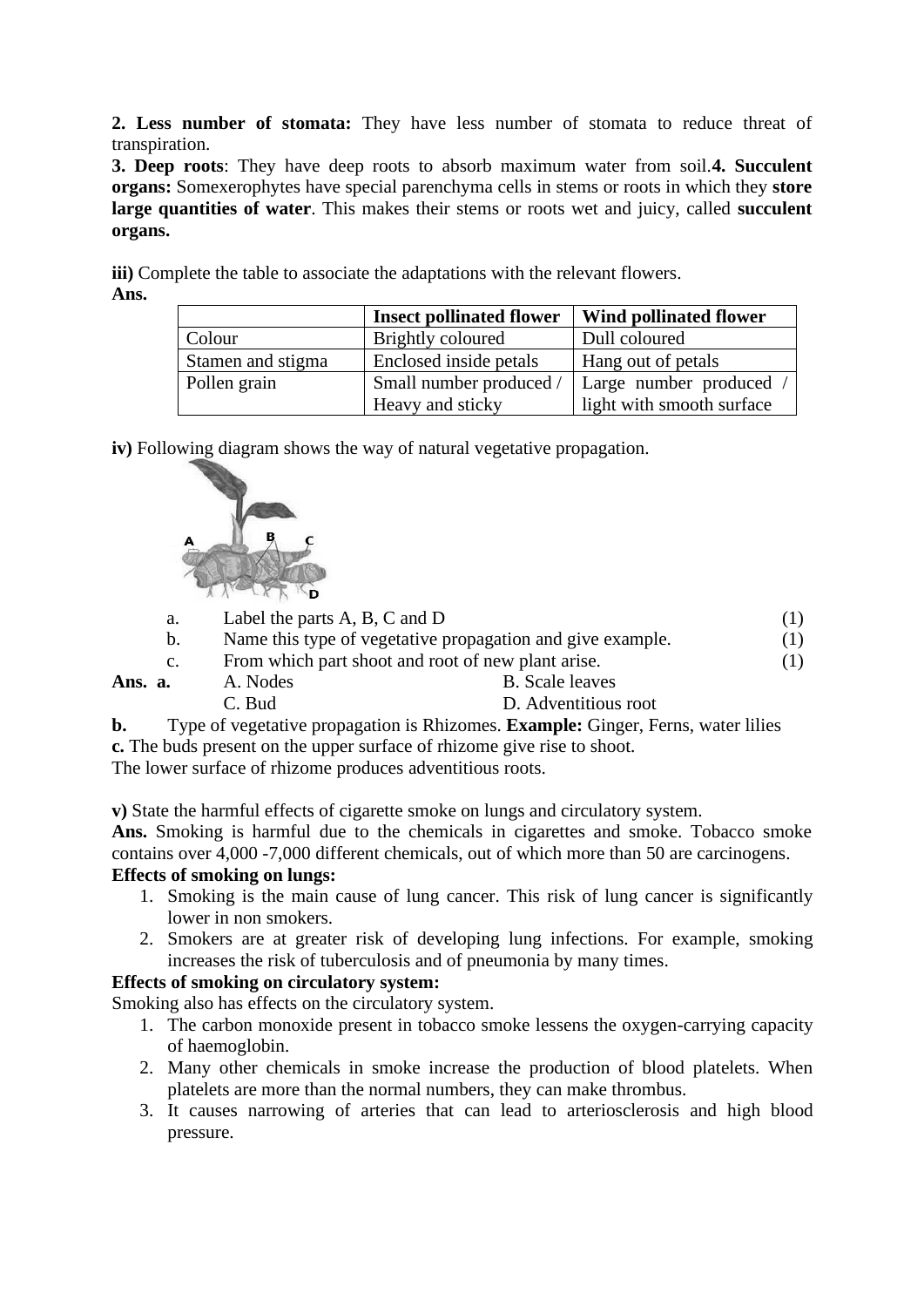**2. Less number of stomata:** They have less number of stomata to reduce threat of transpiration.

**3. Deep roots**: They have deep roots to absorb maximum water from soil.**4. Succulent organs:** Somexerophytes have special parenchyma cells in stems or roots in which they **store large quantities of water**. This makes their stems or roots wet and juicy, called **succulent organs.**

**iii)** Complete the table to associate the adaptations with the relevant flowers.

**Ans.**

| | **Insect pollinated flower** | **Wind pollinated flower** |
|---|---|---|
| Colour | Brightly coloured | Dull coloured |
| Stamen and stigma | Enclosed inside petals | Hang out of petals |
| Pollen grain | Small number produced / Heavy and sticky | Large number produced / light with smooth surface |

**iv)** Following diagram shows the way of natural vegetative propagation.

a. Label the parts A, B, C and D (1)

b. Name this type of vegetative propagation and give example. (1)

c. From which part shoot and root of new plant arise. (1)

**Ans. a.** A. Nodes B. Scale leaves

C. Bud D. Adventitious root

**b.** Type of vegetative propagation is Rhizomes. **Example:** Ginger, Ferns, water lilies

**c.** The buds present on the upper surface of rhizome give rise to shoot.

The lower surface of rhizome produces adventitious roots.

**v)** State the harmful effects of cigarette smoke on lungs and circulatory system.

**Ans.** Smoking is harmful due to the chemicals in cigarettes and smoke. Tobacco smoke contains over 4,000 -7,000 different chemicals, out of which more than 50 are carcinogens.

**Effects of smoking on lungs:**

1. Smoking is the main cause of lung cancer. This risk of lung cancer is significantly lower in non smokers.
2. Smokers are at greater risk of developing lung infections. For example, smoking increases the risk of tuberculosis and of pneumonia by many times.

**Effects of smoking on circulatory system:**

Smoking also has effects on the circulatory system.

1. The carbon monoxide present in tobacco smoke lessens the oxygen-carrying capacity of haemoglobin.
2. Many other chemicals in smoke increase the production of blood platelets. When platelets are more than the normal numbers, they can make thrombus.
3. It causes narrowing of arteries that can lead to arteriosclerosis and high blood pressure.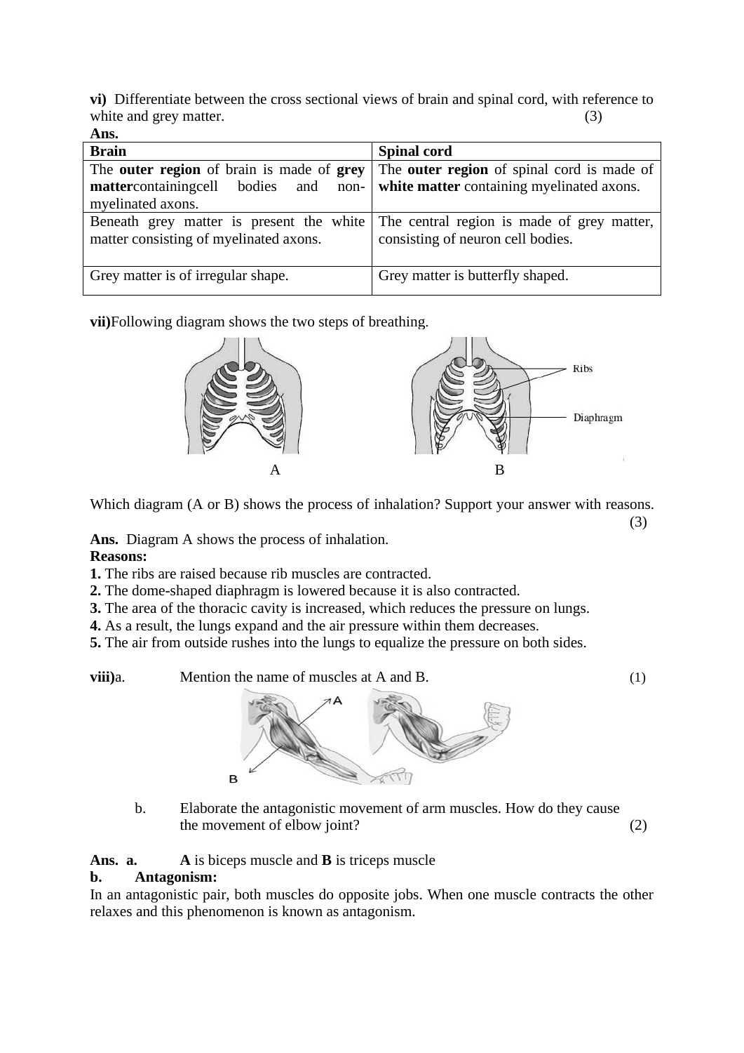**vi)** Differentiate between the cross sectional views of brain and spinal cord, with reference to white and grey matter. (3)

**Ans.**

| **Brain** | **Spinal cord** |
| --- | --- |
| The **outer region** of brain is made of **grey matter**containingcell bodies and non-myelinated axons. | The **outer region** of spinal cord is made of **white matter** containing myelinated axons. |
| Beneath grey matter is present the white matter consisting of myelinated axons. | The central region is made of grey matter, consisting of neuron cell bodies. |
| Grey matter is of irregular shape. | Grey matter is butterfly shaped. |

**vii)**Following diagram shows the two steps of breathing.

A B

Ribs

Diaphragm

Which diagram (A or B) shows the process of inhalation? Support your answer with reasons. (3)

**Ans.** Diagram A shows the process of inhalation.

**Reasons:**

**1.** The ribs are raised because rib muscles are contracted.

**2.** The dome-shaped diaphragm is lowered because it is also contracted.

**3.** The area of the thoracic cavity is increased, which reduces the pressure on lungs.

**4.** As a result, the lungs expand and the air pressure within them decreases.

**5.** The air from outside rushes into the lungs to equalize the pressure on both sides.

**viii)**a. Mention the name of muscles at A and B. (1)

A

B

b. Elaborate the antagonistic movement of arm muscles. How do they cause the movement of elbow joint? (2)

**Ans. a.** **A** is biceps muscle and **B** is triceps muscle

**b. Antagonism:**

In an antagonistic pair, both muscles do opposite jobs. When one muscle contracts the other relaxes and this phenomenon is known as antagonism.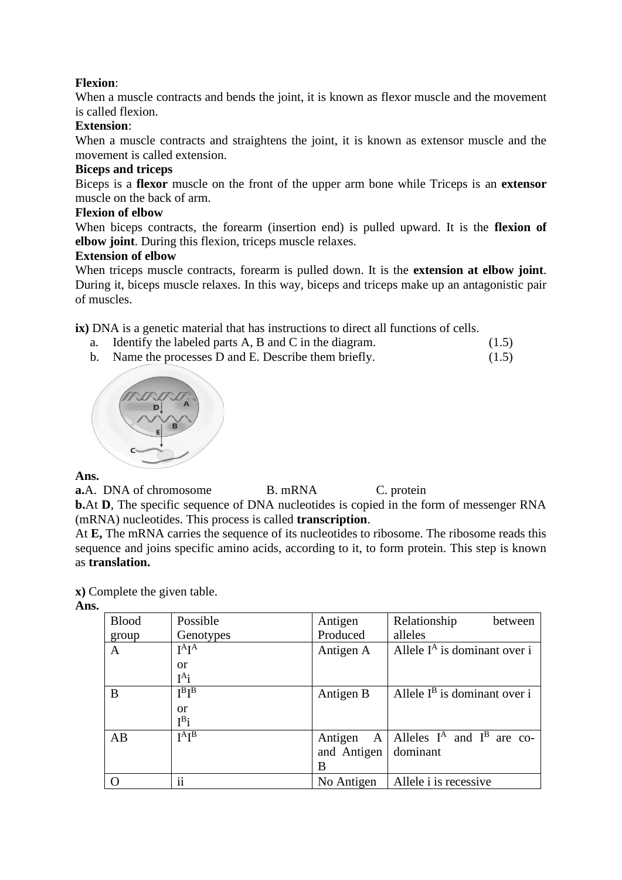**Flexion**:
When a muscle contracts and bends the joint, it is known as flexor muscle and the movement is called flexion.

**Extension**:
When a muscle contracts and straightens the joint, it is known as extensor muscle and the movement is called extension.

**Biceps and triceps**
Biceps is a **flexor** muscle on the front of the upper arm bone while Triceps is an **extensor** muscle on the back of arm.

**Flexion of elbow**
When biceps contracts, the forearm (insertion end) is pulled upward. It is the **flexion of elbow joint**. During this flexion, triceps muscle relaxes.

**Extension of elbow**
When triceps muscle contracts, forearm is pulled down. It is the **extension at elbow joint**. During it, biceps muscle relaxes. In this way, biceps and triceps make up an antagonistic pair of muscles.

**ix)** DNA is a genetic material that has instructions to direct all functions of cells.

a. Identify the labeled parts A, B and C in the diagram. (1.5)
b. Name the processes D and E. Describe them briefly. (1.5)

**Ans.**
**a.** A. DNA of chromosome B. mRNA C. protein
**b.** At **D**, The specific sequence of DNA nucleotides is copied in the form of messenger RNA (mRNA) nucleotides. This process is called **transcription**.
At **E,** The mRNA carries the sequence of its nucleotides to ribosome. The ribosome reads this sequence and joins specific amino acids, according to it, to form protein. This step is known as **translation.**

**x)** Complete the given table.
**Ans.**

| Blood group | Possible Genotypes | Antigen Produced | Relationship between alleles |
|---|---|---|---|
| A | $I^AI^A$ or $I^Ai$ | Antigen A | Allele $I^A$ is dominant over i |
| B | $I^BI^B$ or $I^Bi$ | Antigen B | Allele $I^B$ is dominant over i |
| AB | $I^AI^B$ | Antigen A and Antigen B | Alleles $I^A$ and $I^B$ are co-dominant |
| O | ii | No Antigen | Allele i is recessive |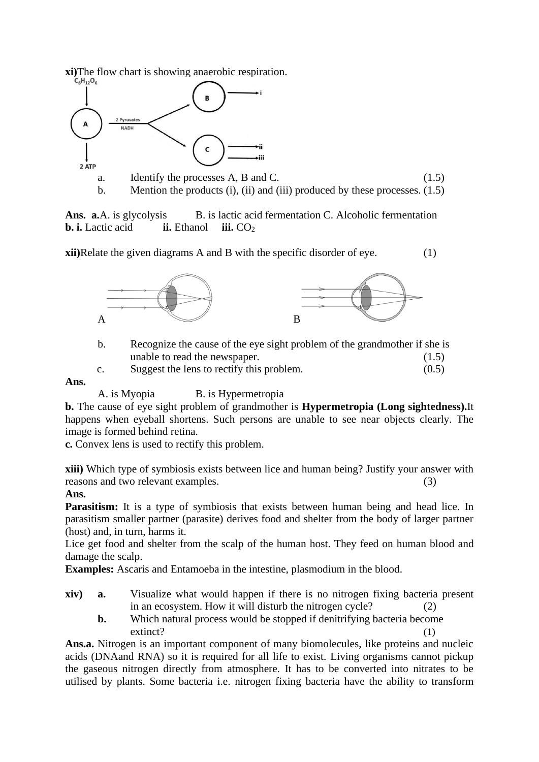**xi)** The flow chart is showing anaerobic respiration.

a. Identify the processes A, B and C. (1.5)

b. Mention the products (i), (ii) and (iii) produced by these processes. (1.5)

**Ans. a.** A. is glycolysis B. is lactic acid fermentation C. Alcoholic fermentation
**b. i.** Lactic acid **ii.** Ethanol **iii.** $CO_2$

**xii)** Relate the given diagrams A and B with the specific disorder of eye. (1)

A B

b. Recognize the cause of the eye sight problem of the grandmother if she is unable to read the newspaper. (1.5)

c. Suggest the lens to rectify this problem. (0.5)

**Ans.**

A. is Myopia B. is Hypermetropia

**b.** The cause of eye sight problem of grandmother is **Hypermetropia (Long sightedness).** It happens when eyeball shortens. Such persons are unable to see near objects clearly. The image is formed behind retina.

**c.** Convex lens is used to rectify this problem.

**xiii)** Which type of symbiosis exists between lice and human being? Justify your answer with reasons and two relevant examples. (3)

**Ans.**

**Parasitism:** It is a type of symbiosis that exists between human being and head lice. In parasitism smaller partner (parasite) derives food and shelter from the body of larger partner (host) and, in turn, harms it.

Lice get food and shelter from the scalp of the human host. They feed on human blood and damage the scalp.

**Examples:** Ascaris and Entamoeba in the intestine, plasmodium in the blood.

**xiv) a.** Visualize what would happen if there is no nitrogen fixing bacteria present in an ecosystem. How it will disturb the nitrogen cycle? (2)

**b.** Which natural process would be stopped if denitrifying bacteria become extinct? (1)

**Ans.a.** Nitrogen is an important component of many biomolecules, like proteins and nucleic acids (DNAand RNA) so it is required for all life to exist. Living organisms cannot pickup the gaseous nitrogen directly from atmosphere. It has to be converted into nitrates to be utilised by plants. Some bacteria i.e. nitrogen fixing bacteria have the ability to transform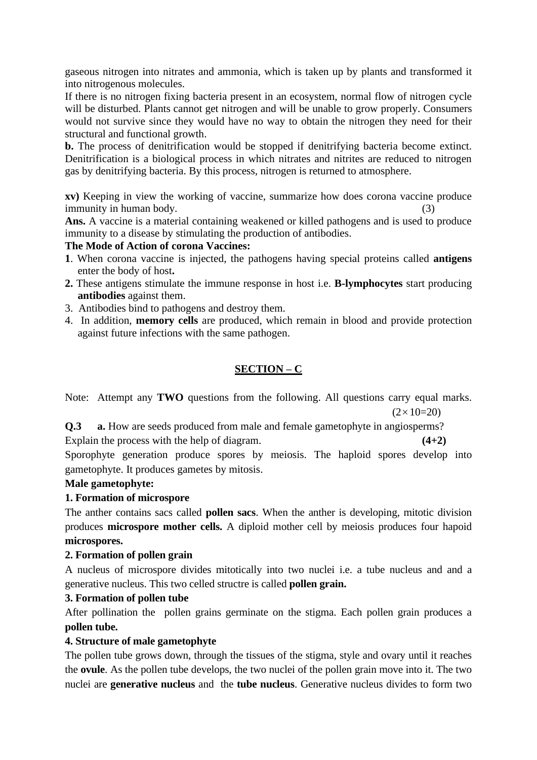gaseous nitrogen into nitrates and ammonia, which is taken up by plants and transformed it into nitrogenous molecules.

If there is no nitrogen fixing bacteria present in an ecosystem, normal flow of nitrogen cycle will be disturbed. Plants cannot get nitrogen and will be unable to grow properly. Consumers would not survive since they would have no way to obtain the nitrogen they need for their structural and functional growth.

**b.** The process of denitrification would be stopped if denitrifying bacteria become extinct. Denitrification is a biological process in which nitrates and nitrites are reduced to nitrogen gas by denitrifying bacteria. By this process, nitrogen is returned to atmosphere.

**xv)** Keeping in view the working of vaccine, summarize how does corona vaccine produce immunity in human body. (3)

**Ans.** A vaccine is a material containing weakened or killed pathogens and is used to produce immunity to a disease by stimulating the production of antibodies.

**The Mode of Action of corona Vaccines:**

1. When corona vaccine is injected, the pathogens having special proteins called **antigens** enter the body of host**.**
2. These antigens stimulate the immune response in host i.e. **B-lymphocytes** start producing **antibodies** against them.
3. Antibodies bind to pathogens and destroy them.
4. In addition, **memory cells** are produced, which remain in blood and provide protection against future infections with the same pathogen.

## SECTION – C

Note: Attempt any **TWO** questions from the following. All questions carry equal marks. $(2\times10=20)$

**Q.3** **a.** How are seeds produced from male and female gametophyte in angiosperms? Explain the process with the help of diagram. **(4+2)**

Sporophyte generation produce spores by meiosis. The haploid spores develop into gametophyte. It produces gametes by mitosis.

**Male gametophyte:**

**1. Formation of microspore**

The anther contains sacs called **pollen sacs**. When the anther is developing, mitotic division produces **microspore mother cells.** A diploid mother cell by meiosis produces four hapoid **microspores.**

**2. Formation of pollen grain**

A nucleus of microspore divides mitotically into two nuclei i.e. a tube nucleus and and a generative nucleus. This two celled structre is called **pollen grain.**

**3. Formation of pollen tube**

After pollination the pollen grains germinate on the stigma. Each pollen grain produces a **pollen tube.**

**4. Structure of male gametophyte**

The pollen tube grows down, through the tissues of the stigma, style and ovary until it reaches the **ovule**. As the pollen tube develops, the two nuclei of the pollen grain move into it. The two nuclei are **generative nucleus** and the **tube nucleus**. Generative nucleus divides to form two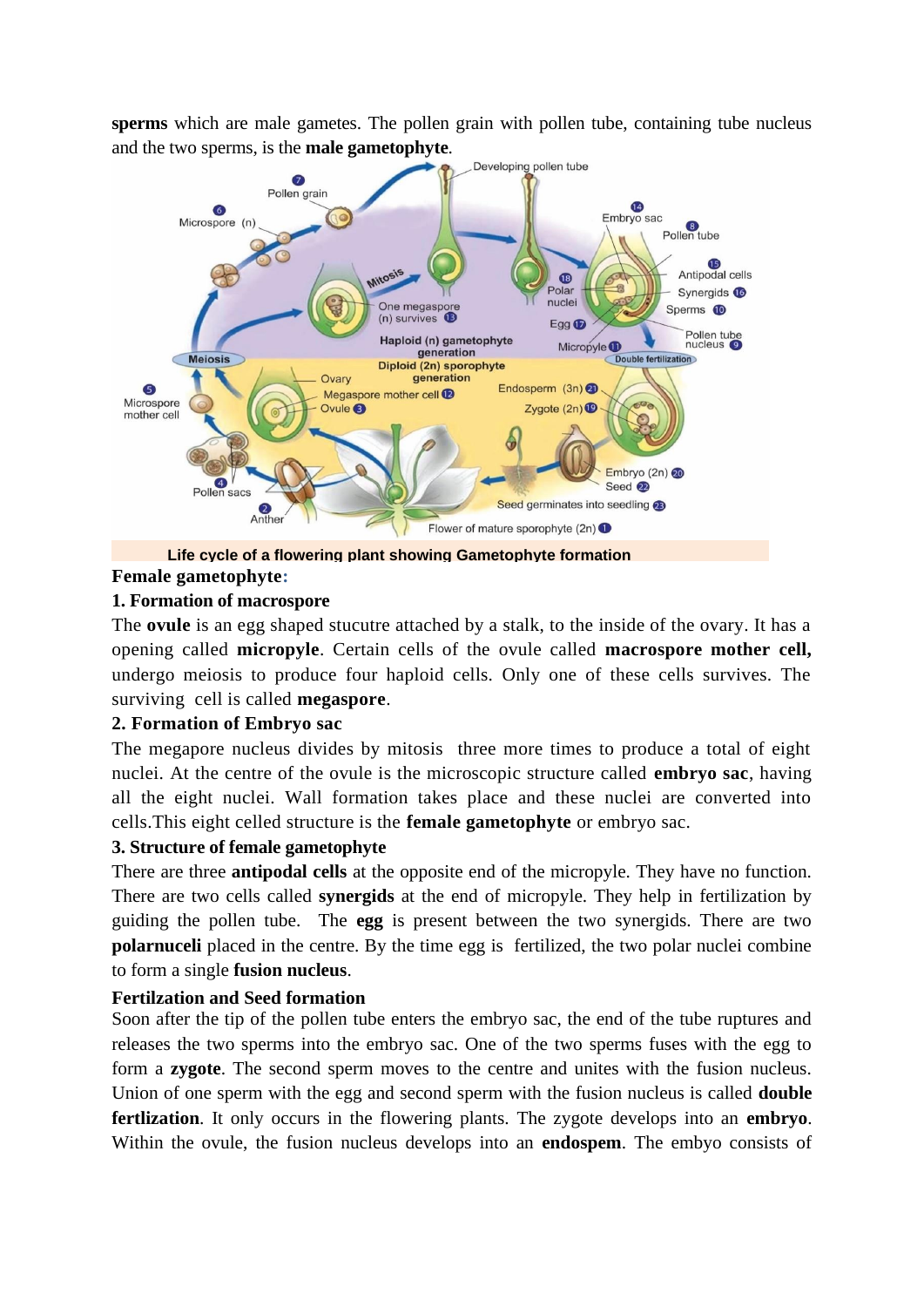**sperms** which are male gametes. The pollen grain with pollen tube, containing tube nucleus and the two sperms, is the **male gametophyte**.

Life cycle of a flowering plant showing Gametophyte formation

**Female gamethophyte:**

**1. Formation of macrospore**

The **ovule** is an egg shaped stucutre attached by a stalk, to the inside of the ovary. It has a opening called **micropyle**. Certain cells of the ovule called **macrospore mother cell,** undergo meiosis to produce four haploid cells. Only one of these cells survives. The surviving cell is called **megaspore**.

**2. Formation of Embryo sac**

The megapore nucleus divides by mitosis three more times to produce a total of eight nuclei. At the centre of the ovule is the microscopic structure called **embryo sac**, having all the eight nuclei. Wall formation takes place and these nuclei are converted into cells.This eight celled structure is the **female gametophyte** or embryo sac.

**3. Structure of female gametophyte**

There are three **antipodal cells** at the opposite end of the micropyle. They have no function. There are two cells called **synergids** at the end of micropyle. They help in fertilization by guiding the pollen tube. The **egg** is present between the two synergids. There are two **polarnuceli** placed in the centre. By the time egg is fertilized, the two polar nuclei combine to form a single **fusion nucleus**.

**Fertilzation and Seed formation**

Soon after the tip of the pollen tube enters the embryo sac, the end of the tube ruptures and releases the two sperms into the embryo sac. One of the two sperms fuses with the egg to form a **zygote**. The second sperm moves to the centre and unites with the fusion nucleus. Union of one sperm with the egg and second sperm with the fusion nucleus is called **double fertlization**. It only occurs in the flowering plants. The zygote develops into an **embryo**. Within the ovule, the fusion nucleus develops into an **endospem**. The embyo consists of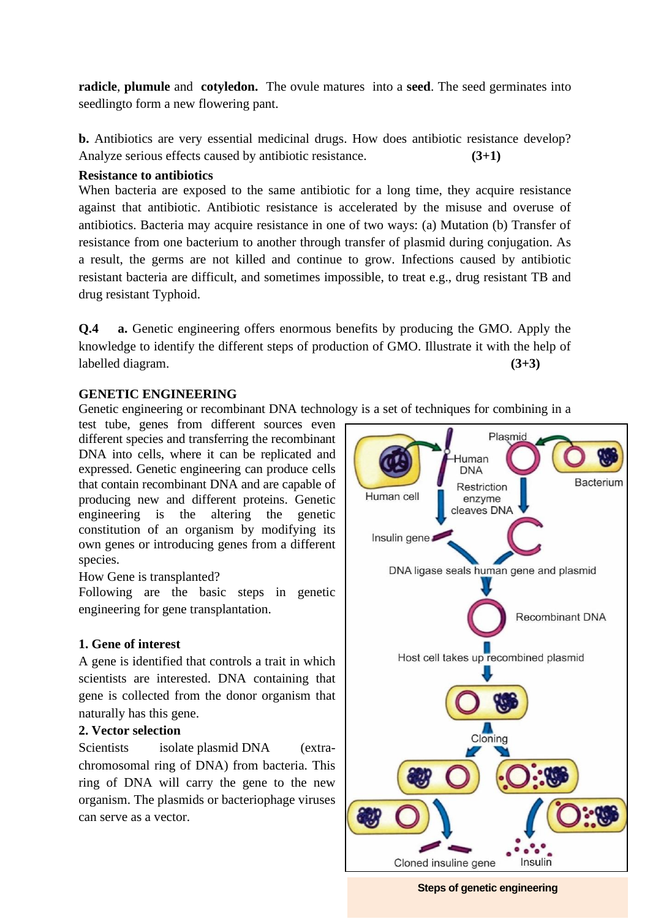**radicle**, **plumule** and **cotyledon.** The ovule matures into a **seed**. The seed germinates into seedlingto form a new flowering pant.

**b.** Antibiotics are very essential medicinal drugs. How does antibiotic resistance develop? Analyze serious effects caused by antibiotic resistance. **(3+1)**

**Resistance to antibiotics**

When bacteria are exposed to the same antibiotic for a long time, they acquire resistance against that antibiotic. Antibiotic resistance is accelerated by the misuse and overuse of antibiotics. Bacteria may acquire resistance in one of two ways: (a) Mutation (b) Transfer of resistance from one bacterium to another through transfer of plasmid during conjugation. As a result, the germs are not killed and continue to grow. Infections caused by antibiotic resistant bacteria are difficult, and sometimes impossible, to treat e.g., drug resistant TB and drug resistant Typhoid.

**Q.4** **a.** Genetic engineering offers enormous benefits by producing the GMO. Apply the knowledge to identify the different steps of production of GMO. Illustrate it with the help of labelled diagram. **(3+3)**

**GENETIC ENGINEERING**

Genetic engineering or recombinant DNA technology is a set of techniques for combining in a test tube, genes from different sources even different species and transferring the recombinant DNA into cells, where it can be replicated and expressed. Genetic engineering can produce cells that contain recombinant DNA and are capable of producing new and different proteins. Genetic engineering is the altering the genetic constitution of an organism by modifying its own genes or introducing genes from a different species.

How Gene is transplanted?

Following are the basic steps in genetic engineering for gene transplantation.

**1. Gene of interest**

A gene is identified that controls a trait in which scientists are interested. DNA containing that gene is collected from the donor organism that naturally has this gene.

**2. Vector selection**

Scientists isolate plasmid DNA (extra-chromosomal ring of DNA) from bacteria. This ring of DNA will carry the gene to the new organism. The plasmids or bacteriophage viruses can serve as a vector.

Steps of genetic engineering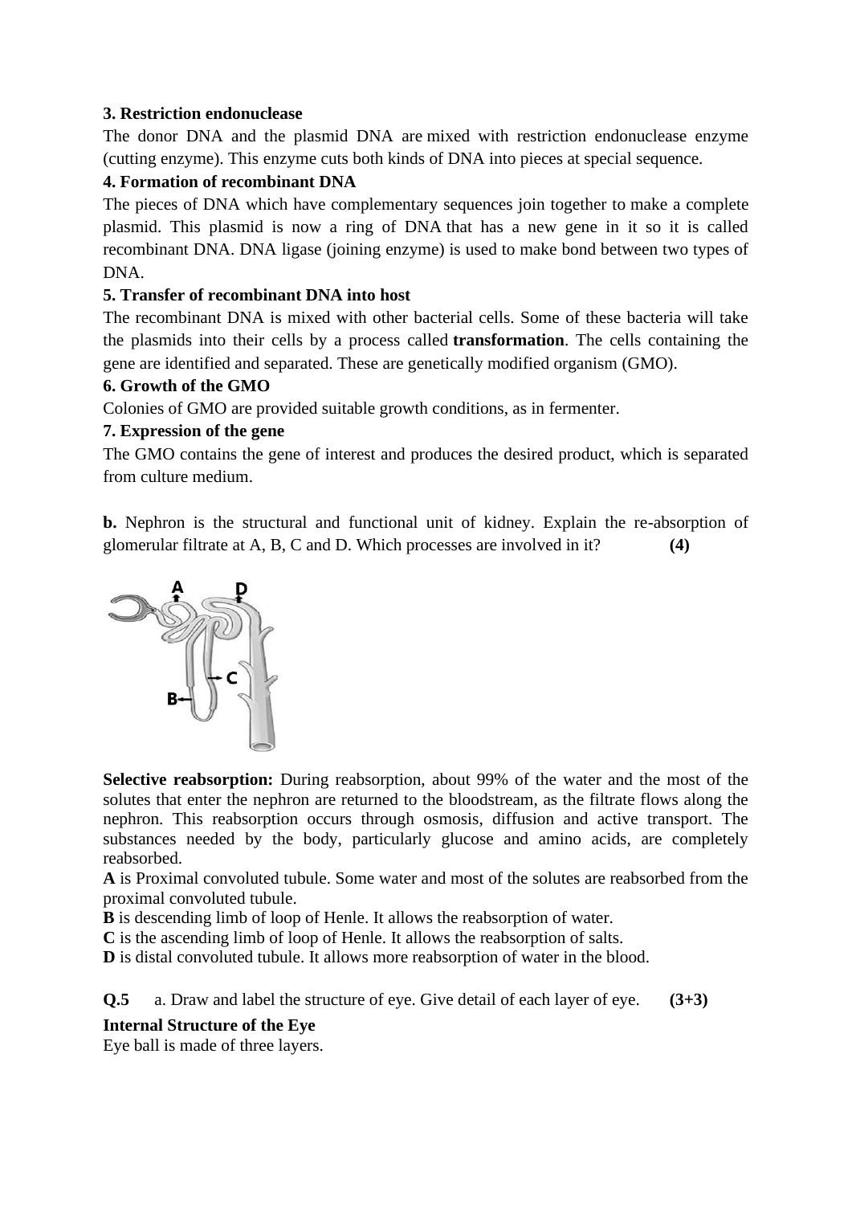**3. Restriction endonuclease**

The donor DNA and the plasmid DNA are mixed with restriction endonuclease enzyme (cutting enzyme). This enzyme cuts both kinds of DNA into pieces at special sequence.

**4. Formation of recombinant DNA**

The pieces of DNA which have complementary sequences join together to make a complete plasmid. This plasmid is now a ring of DNA that has a new gene in it so it is called recombinant DNA. DNA ligase (joining enzyme) is used to make bond between two types of DNA.

**5. Transfer of recombinant DNA into host**

The recombinant DNA is mixed with other bacterial cells. Some of these bacteria will take the plasmids into their cells by a process called **transformation**. The cells containing the gene are identified and separated. These are genetically modified organism (GMO).

**6. Growth of the GMO**

Colonies of GMO are provided suitable growth conditions, as in fermenter.

**7. Expression of the gene**

The GMO contains the gene of interest and produces the desired product, which is separated from culture medium.

**b.** Nephron is the structural and functional unit of kidney. Explain the re-absorption of glomerular filtrate at A, B, C and D. Which processes are involved in it? **(4)**

**Selective reabsorption:** During reabsorption, about 99% of the water and the most of the solutes that enter the nephron are returned to the bloodstream, as the filtrate flows along the nephron. This reabsorption occurs through osmosis, diffusion and active transport. The substances needed by the body, particularly glucose and amino acids, are completely reabsorbed.

**A** is Proximal convoluted tubule. Some water and most of the solutes are reabsorbed from the proximal convoluted tubule.

**B** is descending limb of loop of Henle. It allows the reabsorption of water.

**C** is the ascending limb of loop of Henle. It allows the reabsorption of salts.

**D** is distal convoluted tubule. It allows more reabsorption of water in the blood.

**Q.5** a. Draw and label the structure of eye. Give detail of each layer of eye. **(3+3)**

**Internal Structure of the Eye**

Eye ball is made of three layers.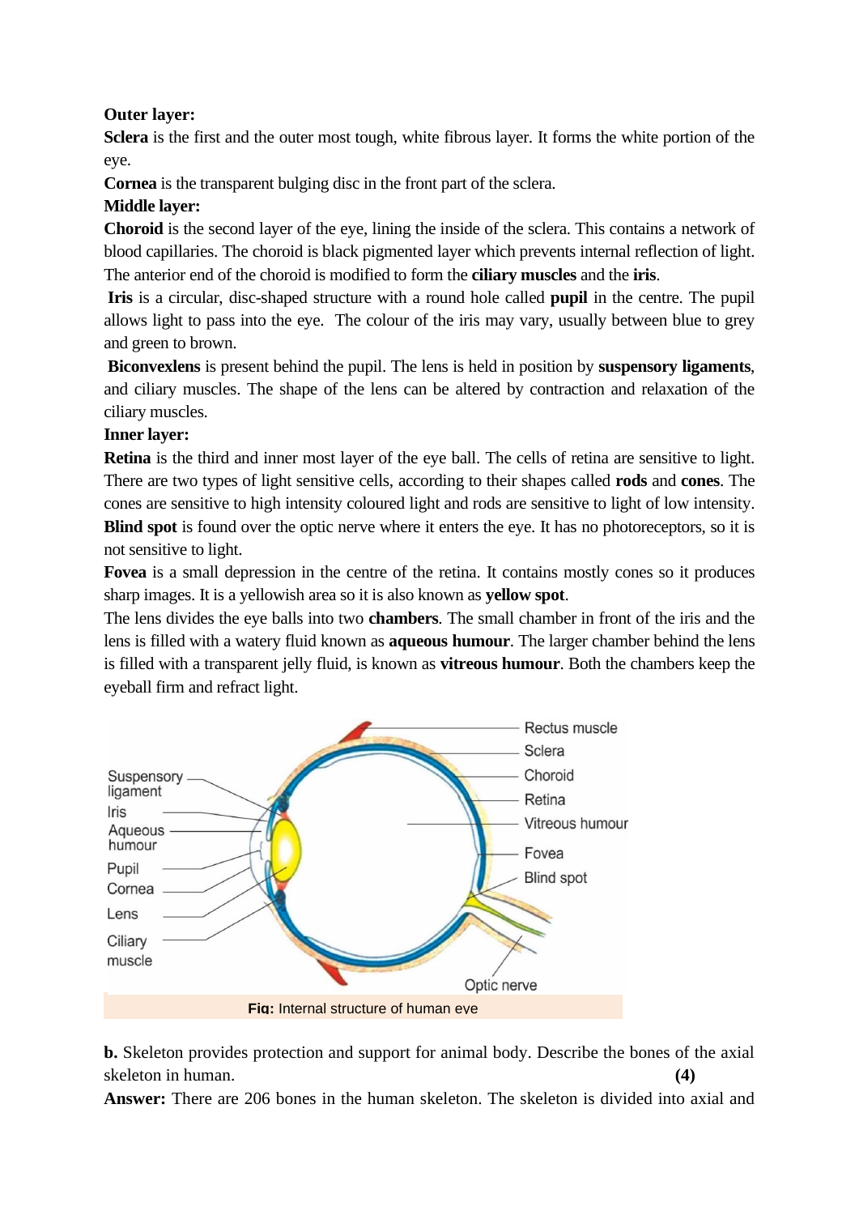**Outer layer:**

**Sclera** is the first and the outer most tough, white fibrous layer. It forms the white portion of the eye.

**Cornea** is the transparent bulging disc in the front part of the sclera.

**Middle layer:**

**Choroid** is the second layer of the eye, lining the inside of the sclera. This contains a network of blood capillaries. The choroid is black pigmented layer which prevents internal reflection of light. The anterior end of the choroid is modified to form the **ciliary muscles** and the **iris**.

**Iris** is a circular, disc-shaped structure with a round hole called **pupil** in the centre. The pupil allows light to pass into the eye. The colour of the iris may vary, usually between blue to grey and green to brown.

**Biconvexlens** is present behind the pupil. The lens is held in position by **suspensory ligaments**, and ciliary muscles. The shape of the lens can be altered by contraction and relaxation of the ciliary muscles.

**Inner layer:**

**Retina** is the third and inner most layer of the eye ball. The cells of retina are sensitive to light. There are two types of light sensitive cells, according to their shapes called **rods** and **cones**. The cones are sensitive to high intensity coloured light and rods are sensitive to light of low intensity.

**Blind spot** is found over the optic nerve where it enters the eye. It has no photoreceptors, so it is not sensitive to light.

**Fovea** is a small depression in the centre of the retina. It contains mostly cones so it produces sharp images. It is a yellowish area so it is also known as **yellow spot**.

The lens divides the eye balls into two **chambers**. The small chamber in front of the iris and the lens is filled with a watery fluid known as **aqueous humour**. The larger chamber behind the lens is filled with a transparent jelly fluid, is known as **vitreous humour**. Both the chambers keep the eyeball firm and refract light.

Suspensory ligament, Iris, Aqueous humour, Pupil, Cornea, Lens, Ciliary muscle, Rectus muscle, Sclera, Choroid, Retina, Vitreous humour, Fovea, Blind spot, Optic nerve

Fig: Internal structure of human eye

**b.** Skeleton provides protection and support for animal body. Describe the bones of the axial skeleton in human. **(4)**

**Answer:** There are 206 bones in the human skeleton. The skeleton is divided into axial and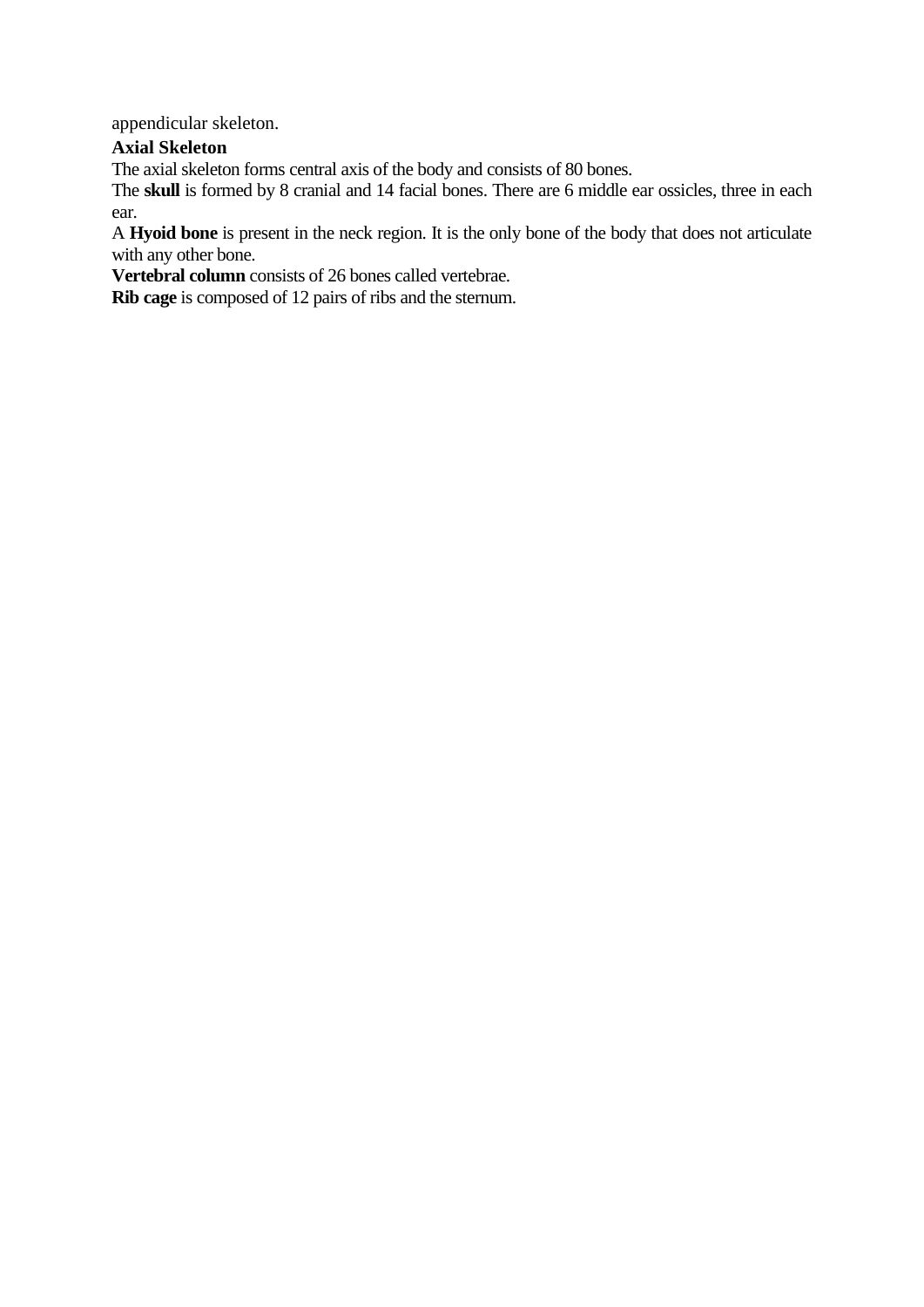appendicular skeleton.

**Axial Skeleton**

The axial skeleton forms central axis of the body and consists of 80 bones.

The **skull** is formed by 8 cranial and 14 facial bones. There are 6 middle ear ossicles, three in each ear.

A **Hyoid bone** is present in the neck region. It is the only bone of the body that does not articulate with any other bone.

**Vertebral column** consists of 26 bones called vertebrae.

**Rib cage** is composed of 12 pairs of ribs and the sternum.